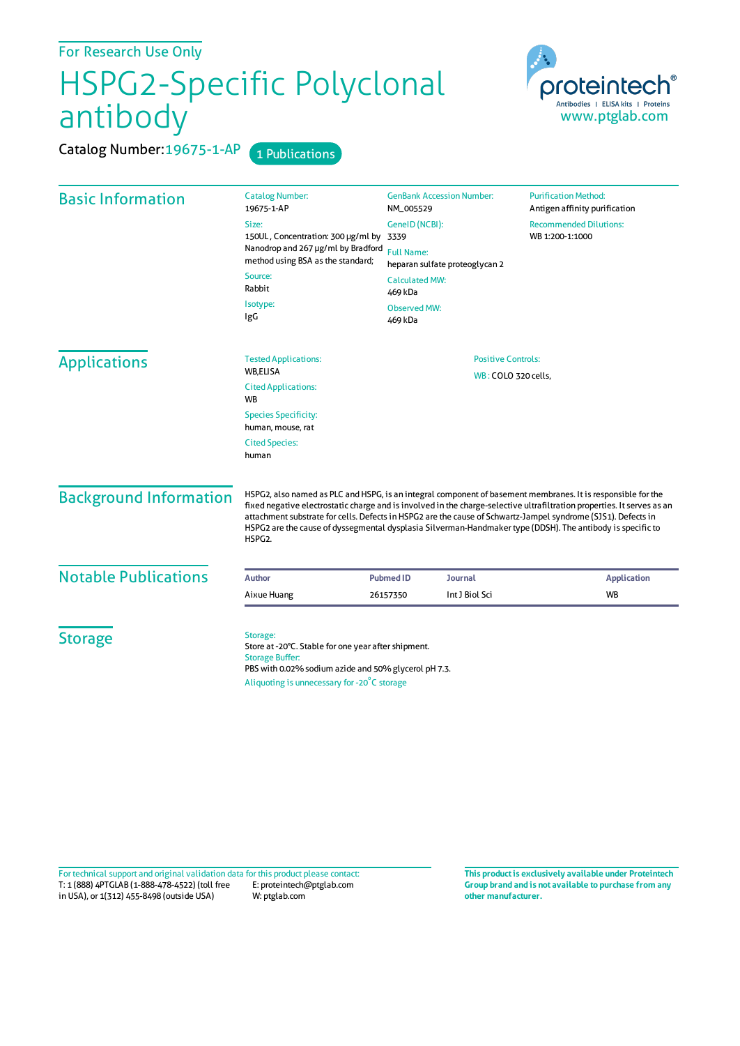For Research Use Only

# HSPG2-Specific Polyclonal antibody

Catalog Number: 19675-1-AP

1 Publications

proteintech®
Antibodies | ELISA kits | Proteins
www.ptglab.com

## Basic Information

Catalog Number:
19675-1-AP

Size:
150UL , Concentration: 300 μg/ml by Nanodrop and 267 μg/ml by Bradford method using BSA as the standard;

Source:
Rabbit

Isotype:
IgG

GenBank Accession Number:
NM_005529

GeneID (NCBI):
3339

Full Name:
heparan sulfate proteoglycan 2

Calculated MW:
469 kDa

Observed MW:
469 kDa

Purification Method:
Antigen affinity purification

Recommended Dilutions:
WB 1:200-1:1000

## Applications

Tested Applications:
WB,ELISA

Cited Applications:
WB

Species Specificity:
human, mouse, rat

Cited Species:
human

Positive Controls:

WB : COLO 320 cells,

## Background Information

HSPG2, also named as PLC and HSPG, is an integral component of basement membranes. It is responsible for the fixed negative electrostatic charge and is involved in the charge-selective ultrafiltration properties. It serves as an attachment substrate for cells. Defects in HSPG2 are the cause of Schwartz-Jampel syndrome (SJS1). Defects in HSPG2 are the cause of dyssegmental dysplasia Silverman-Handmaker type (DDSH). The antibody is specific to HSPG2.

## Notable Publications

| Author | Pubmed ID | Journal | Application |
| --- | --- | --- | --- |
| Aixue Huang | 26157350 | Int J Biol Sci | WB |

## Storage

Storage:
Store at -20°C. Stable for one year after shipment.

Storage Buffer:
PBS with 0.02% sodium azide and 50% glycerol pH 7.3.

Aliquoting is unnecessary for -20°C storage

For technical support and original validation data for this product please contact:
T: 1 (888) 4PTGLAB (1-888-478-4522) (toll free in USA), or 1(312) 455-8498 (outside USA)
E: proteintech@ptglab.com
W: ptglab.com

**This product is exclusively available under Proteintech Group brand and is not available to purchase from any other manufacturer.**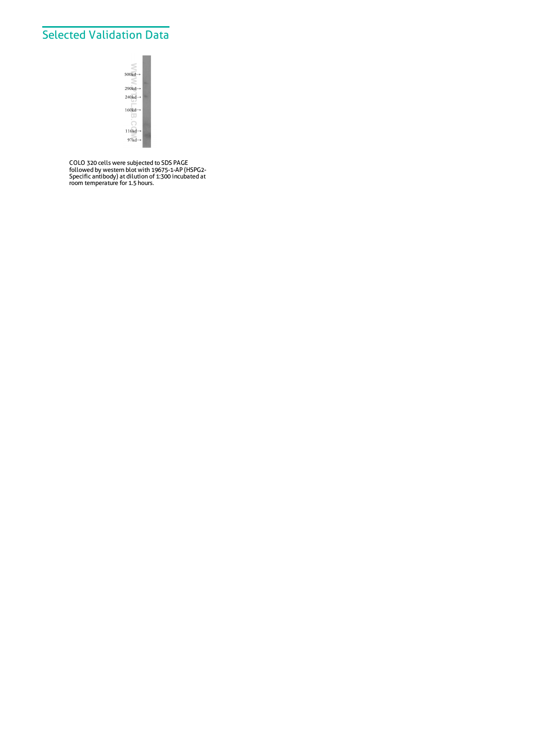## Selected Validation Data

500kd→
290kd→
240kd→
160kd→
116kd→
97kd→

COLO 320 cells were subjected to SDS PAGE followed by western blot with 19675-1-AP (HSPG2-Specific antibody) at dilution of 1:300 incubated at room temperature for 1.5 hours.